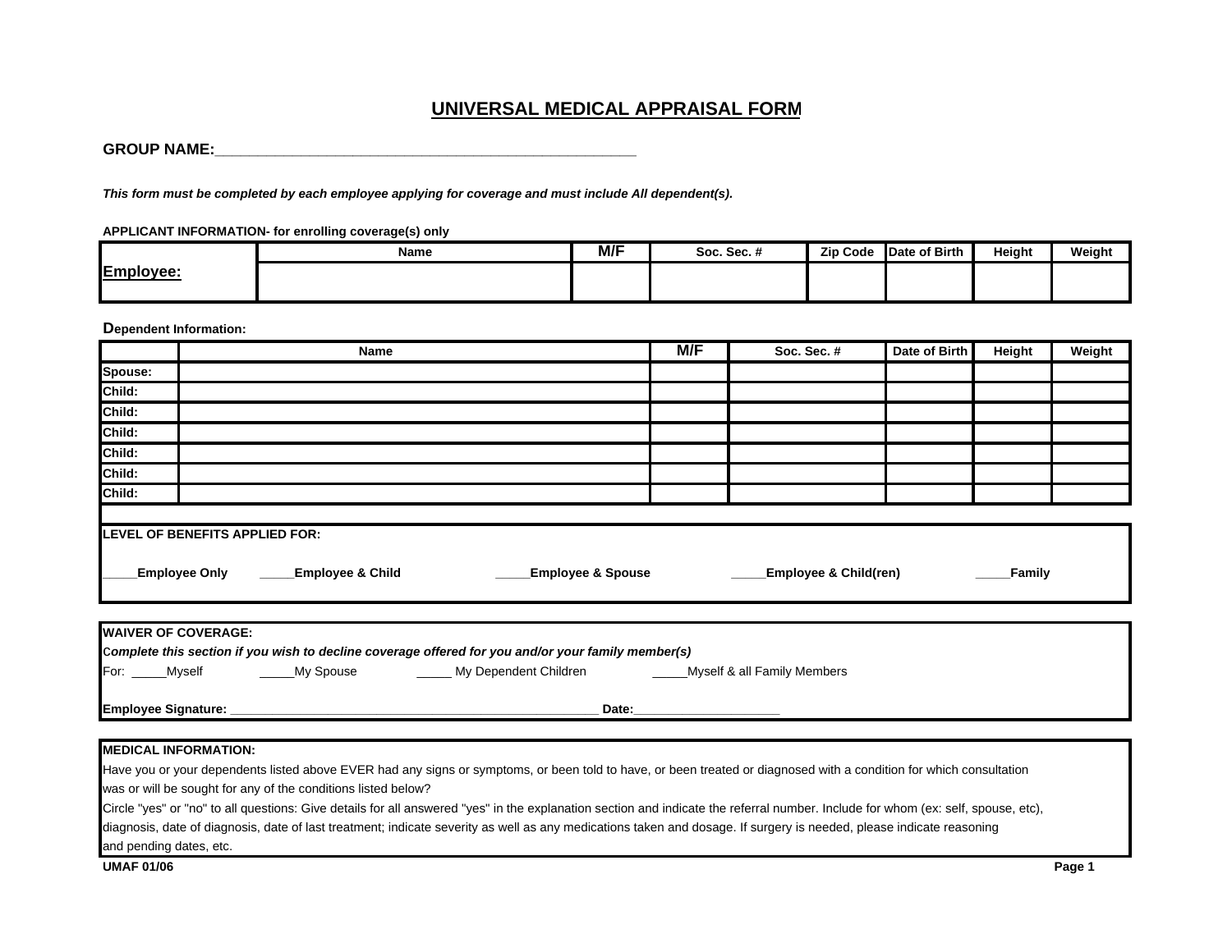# UNIVERSAL MEDICAL APPRAISAL FORM

**GROUP NAME:**_______________________________________________

***This form must be completed by each employee applying for coverage and must include All dependent(s).***

**APPLICANT INFORMATION- for enrolling coverage(s) only**

| | Name | M/F | Soc. Sec. # | Zip Code | Date of Birth | Height | Weight |
|---|---|---|---|---|---|---|---|
| **Employee:** | | | | | | | |

**Dependent Information:**

| | Name | M/F | Soc. Sec. # | Date of Birth | Height | Weight |
|---|---|---|---|---|---|---|
| **Spouse:** | | | | | | |
| **Child:** | | | | | | |
| **Child:** | | | | | | |
| **Child:** | | | | | | |
| **Child:** | | | | | | |
| **Child:** | | | | | | |
| **Child:** | | | | | | |

**LEVEL OF BENEFITS APPLIED FOR:**

_____**Employee Only** _____**Employee & Child** _____**Employee & Spouse** _____**Employee & Child(ren)** _____**Family**

**WAIVER OF COVERAGE:**

***Complete this section if you wish to decline coverage offered for you and/or your family member(s)***

For: _____Myself _____My Spouse _____ My Dependent Children _____Myself & all Family Members

**Employee Signature:** _______________________________________________ **Date:**____________________

**MEDICAL INFORMATION:**

Have you or your dependents listed above EVER had any signs or symptoms, or been told to have, or been treated or diagnosed with a condition for which consultation was or will be sought for any of the conditions listed below?

Circle "yes" or "no" to all questions: Give details for all answered "yes" in the explanation section and indicate the referral number. Include for whom (ex: self, spouse, etc), diagnosis, date of diagnosis, date of last treatment; indicate severity as well as any medications taken and dosage. If surgery is needed, please indicate reasoning and pending dates, etc.

**UMAF 01/06**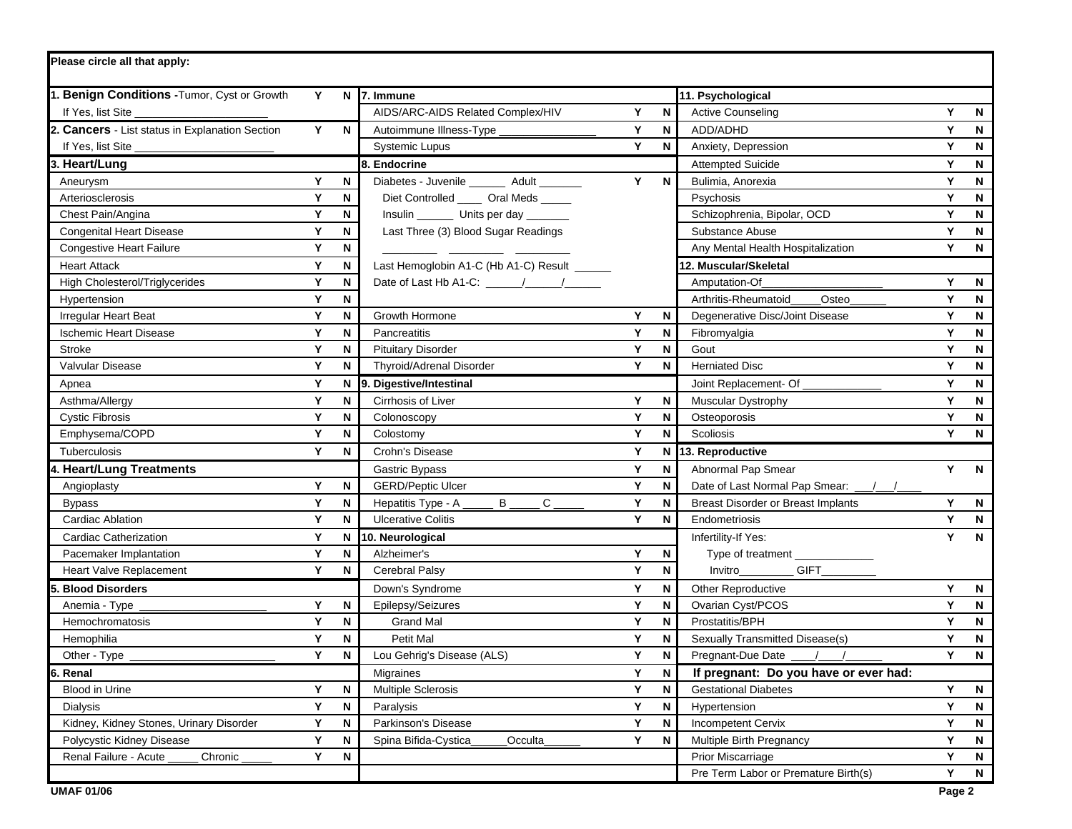**Please circle all that apply:**

| Condition | Y | N | Condition | Y | N | Condition | Y | N |
|---|---|---|---|---|---|---|---|---|
| **1. Benign Conditions** - Tumor, Cyst or Growth | Y | N | **7. Immune** | | | **11. Psychological** | | |
| If Yes, list Site ______________________ | | | AIDS/ARC-AIDS Related Complex/HIV | Y | N | Active Counseling | Y | N |
| **2. Cancers** - List status in Explanation Section | Y | N | Autoimmune Illness-Type ________________ | Y | N | ADD/ADHD | Y | N |
| If Yes, list Site ________________________ | | | Systemic Lupus | Y | N | Anxiety, Depression | Y | N |
| **3. Heart/Lung** | | | **8. Endocrine** | | | Attempted Suicide | Y | N |
| Aneurysm | Y | N | Diabetes - Juvenile ______ Adult _______ | Y | N | Bulimia, Anorexia | Y | N |
| Arteriosclerosis | Y | N | Diet Controlled ____ Oral Meds _____ | | | Psychosis | Y | N |
| Chest Pain/Angina | Y | N | Insulin ______ Units per day _______ | | | Schizophrenia, Bipolar, OCD | Y | N |
| Congenital Heart Disease | Y | N | Last Three (3) Blood Sugar Readings | | | Substance Abuse | Y | N |
| Congestive Heart Failure | Y | N | _________ _________ _________ | | | Any Mental Health Hospitalization | Y | N |
| Heart Attack | Y | N | Last Hemoglobin A1-C (Hb A1-C) Result ______ | | | **12. Muscular/Skeletal** | | |
| High Cholesterol/Triglycerides | Y | N | Date of Last Hb A1-C: ______/______/______ | | | Amputation-Of____________________ | Y | N |
| Hypertension | Y | N | | | | Arthritis-Rheumatoid_____Osteo______ | Y | N |
| Irregular Heart Beat | Y | N | Growth Hormone | Y | N | Degenerative Disc/Joint Disease | Y | N |
| Ischemic Heart Disease | Y | N | Pancreatitis | Y | N | Fibromyalgia | Y | N |
| Stroke | Y | N | Pituitary Disorder | Y | N | Gout | Y | N |
| Valvular Disease | Y | N | Thyroid/Adrenal Disorder | Y | N | Herniated Disc | Y | N |
| Apnea | Y | N | **9. Digestive/Intestinal** | | | Joint Replacement- Of _____________ | Y | N |
| Asthma/Allergy | Y | N | Cirrhosis of Liver | Y | N | Muscular Dystrophy | Y | N |
| Cystic Fibrosis | Y | N | Colonoscopy | Y | N | Osteoporosis | Y | N |
| Emphysema/COPD | Y | N | Colostomy | Y | N | Scoliosis | Y | N |
| Tuberculosis | Y | N | Crohn's Disease | Y | N | **13. Reproductive** | | |
| **4. Heart/Lung Treatments** | | | Gastric Bypass | Y | N | Abnormal Pap Smear | Y | N |
| Angioplasty | Y | N | GERD/Peptic Ulcer | Y | N | Date of Last Normal Pap Smear: ___/___/____ | | |
| Bypass | Y | N | Hepatitis Type - A _____ B _____ C _____ | Y | N | Breast Disorder or Breast Implants | Y | N |
| Cardiac Ablation | Y | N | Ulcerative Colitis | Y | N | Endometriosis | Y | N |
| Cardiac Catherization | Y | N | **10. Neurological** | | | Infertility-If Yes: | Y | N |
| Pacemaker Implantation | Y | N | Alzheimer's | Y | N | Type of treatment _____________ | | |
| Heart Valve Replacement | Y | N | Cerebral Palsy | Y | N | Invitro_________ GIFT_________ | | |
| **5. Blood Disorders** | | | Down's Syndrome | Y | N | Other Reproductive | Y | N |
| Anemia - Type _____________________ | Y | N | Epilepsy/Seizures | Y | N | Ovarian Cyst/PCOS | Y | N |
| Hemochromatosis | Y | N | Grand Mal | Y | N | Prostatitis/BPH | Y | N |
| Hemophilia | Y | N | Petit Mal | Y | N | Sexually Transmitted Disease(s) | Y | N |
| Other - Type ________________________ | Y | N | Lou Gehrig's Disease (ALS) | Y | N | Pregnant-Due Date ____/____/______ | Y | N |
| **6. Renal** | | | Migraines | Y | N | **If pregnant: Do you have or ever had:** | | |
| Blood in Urine | Y | N | Multiple Sclerosis | Y | N | Gestational Diabetes | Y | N |
| Dialysis | Y | N | Paralysis | Y | N | Hypertension | Y | N |
| Kidney, Kidney Stones, Urinary Disorder | Y | N | Parkinson's Disease | Y | N | Incompetent Cervix | Y | N |
| Polycystic Kidney Disease | Y | N | Spina Bifida-Cystica______Occulta______ | Y | N | Multiple Birth Pregnancy | Y | N |
| Renal Failure - Acute _____ Chronic _____ | Y | N | | | | Prior Miscarriage | Y | N |
| | | | | | | Pre Term Labor or Premature Birth(s) | Y | N |

**UMAF 01/06**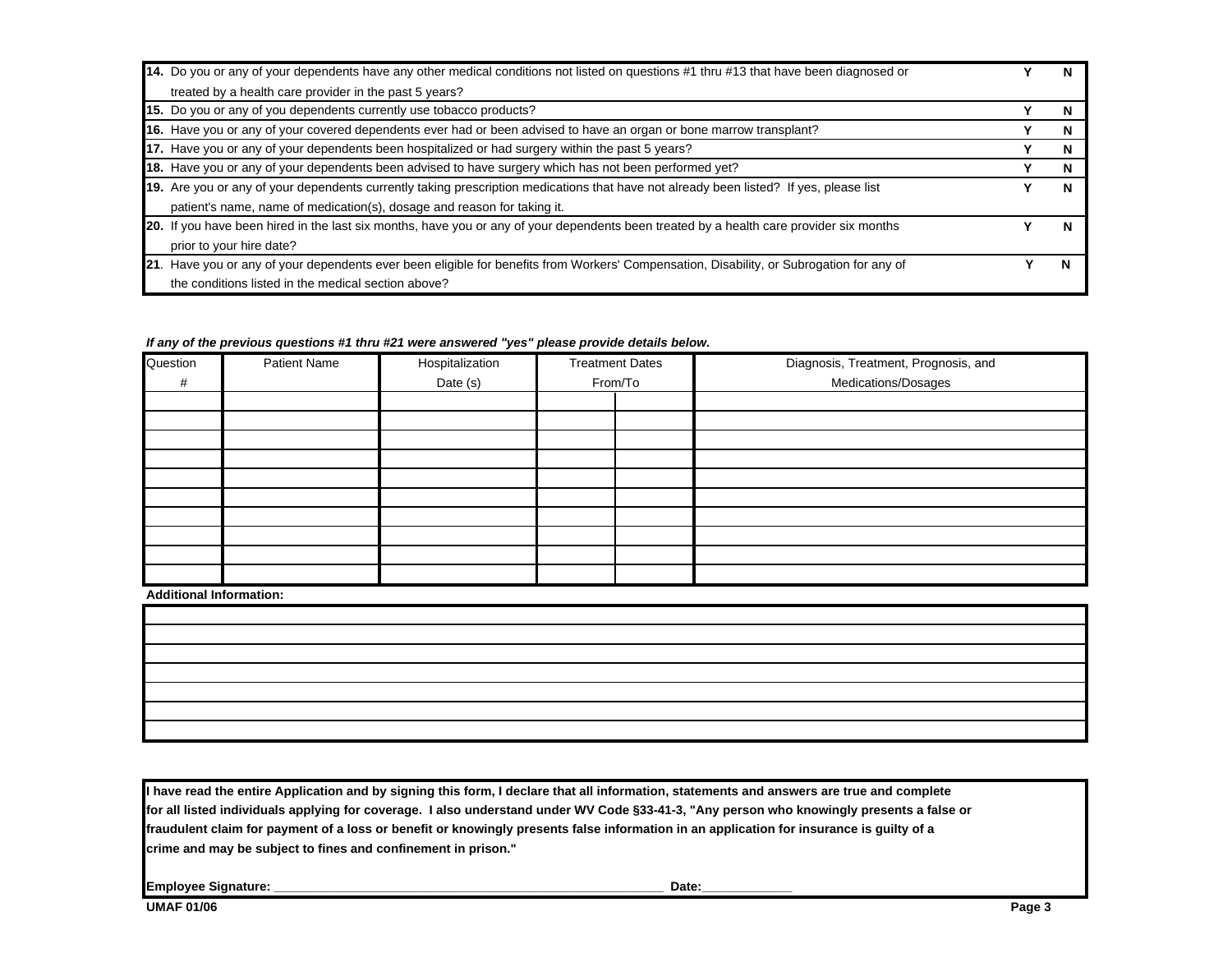| | | |
|---|---|---|
| **14.** Do you or any of your dependents have any other medical conditions not listed on questions #1 thru #13 that have been diagnosed or treated by a health care provider in the past 5 years? | **Y** | **N** |
| **15.** Do you or any of you dependents currently use tobacco products? | **Y** | **N** |
| **16.** Have you or any of your covered dependents ever had or been advised to have an organ or bone marrow transplant? | **Y** | **N** |
| **17.** Have you or any of your dependents been hospitalized or had surgery within the past 5 years? | **Y** | **N** |
| **18.** Have you or any of your dependents been advised to have surgery which has not been performed yet? | **Y** | **N** |
| **19.** Are you or any of your dependents currently taking prescription medications that have not already been listed? If yes, please list patient's name, name of medication(s), dosage and reason for taking it. | **Y** | **N** |
| **20.** If you have been hired in the last six months, have you or any of your dependents been treated by a health care provider six months prior to your hire date? | **Y** | **N** |
| **21**. Have you or any of your dependents ever been eligible for benefits from Workers' Compensation, Disability, or Subrogation for any of the conditions listed in the medical section above? | **Y** | **N** |

***If any of the previous questions #1 thru #21 were answered "yes" please provide details below.***

| Question # | Patient Name | Hospitalization Date (s) | Treatment Dates From/To | | Diagnosis, Treatment, Prognosis, and Medications/Dosages |
|---|---|---|---|---|---|
| | | | | | |
| | | | | | |
| | | | | | |
| | | | | | |
| | | | | | |
| | | | | | |
| | | | | | |
| | | | | | |
| | | | | | |
| | | | | | |

**Additional Information:**

| |
|---|
| |
| |
| |
| |
| |
| |
| |

**I have read the entire Application and by signing this form, I declare that all information, statements and answers are true and complete for all listed individuals applying for coverage. I also understand under WV Code §33-41-3, "Any person who knowingly presents a false or fraudulent claim for payment of a loss or benefit or knowingly presents false information in an application for insurance is guilty of a crime and may be subject to fines and confinement in prison."**

**Employee Signature:** _______________________________________________________ **Date:**____________

**UMAF 01/06**